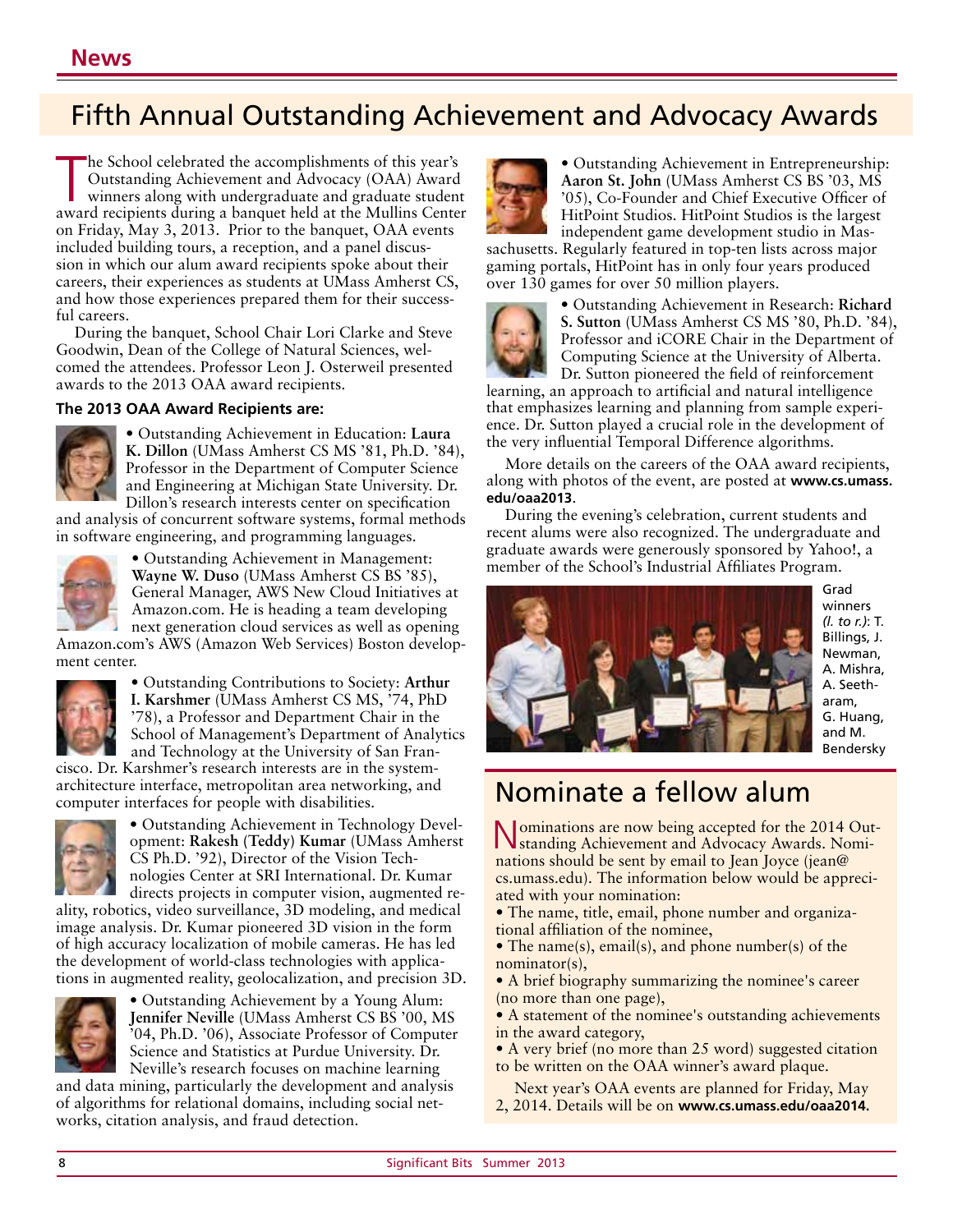## News

# Fifth Annual Outstanding Achievement and Advocacy Awards

The School celebrated the accomplishments of this year's Outstanding Achievement and Advocacy (OAA) Award winners along with undergraduate and graduate student award recipients during a banquet held at the Mullins Center on Friday, May 3, 2013. Prior to the banquet, OAA events included building tours, a reception, and a panel discussion in which our alum award recipients spoke about their careers, their experiences as students at UMass Amherst CS, and how those experiences prepared them for their successful careers.

During the banquet, School Chair Lori Clarke and Steve Goodwin, Dean of the College of Natural Sciences, welcomed the attendees. Professor Leon J. Osterweil presented awards to the 2013 OAA award recipients.

### The 2013 OAA Award Recipients are:

- Outstanding Achievement in Education: **Laura K. Dillon** (UMass Amherst CS MS '81, Ph.D. '84), Professor in the Department of Computer Science and Engineering at Michigan State University. Dr. Dillon's research interests center on specification and analysis of concurrent software systems, formal methods in software engineering, and programming languages.
- Outstanding Achievement in Management: **Wayne W. Duso** (UMass Amherst CS BS '85), General Manager, AWS New Cloud Initiatives at Amazon.com. He is heading a team developing next generation cloud services as well as opening Amazon.com's AWS (Amazon Web Services) Boston development center.
- Outstanding Contributions to Society: **Arthur I. Karshmer** (UMass Amherst CS MS, '74, PhD '78), a Professor and Department Chair in the School of Management's Department of Analytics and Technology at the University of San Francisco. Dr. Karshmer's research interests are in the system-architecture interface, metropolitan area networking, and computer interfaces for people with disabilities.
- Outstanding Achievement in Technology Development: **Rakesh (Teddy) Kumar** (UMass Amherst CS Ph.D. '92), Director of the Vision Technologies Center at SRI International. Dr. Kumar directs projects in computer vision, augmented reality, robotics, video surveillance, 3D modeling, and medical image analysis. Dr. Kumar pioneered 3D vision in the form of high accuracy localization of mobile cameras. He has led the development of world-class technologies with applications in augmented reality, geolocalization, and precision 3D.
- Outstanding Achievement by a Young Alum: **Jennifer Neville** (UMass Amherst CS BS '00, MS '04, Ph.D. '06), Associate Professor of Computer Science and Statistics at Purdue University. Dr. Neville's research focuses on machine learning and data mining, particularly the development and analysis of algorithms for relational domains, including social networks, citation analysis, and fraud detection.
- Outstanding Achievement in Entrepreneurship: **Aaron St. John** (UMass Amherst CS BS '03, MS '05), Co-Founder and Chief Executive Officer of HitPoint Studios. HitPoint Studios is the largest independent game development studio in Massachusetts. Regularly featured in top-ten lists across major gaming portals, HitPoint has in only four years produced over 130 games for over 50 million players.
- Outstanding Achievement in Research: **Richard S. Sutton** (UMass Amherst CS MS '80, Ph.D. '84), Professor and iCORE Chair in the Department of Computing Science at the University of Alberta. Dr. Sutton pioneered the field of reinforcement learning, an approach to artificial and natural intelligence that emphasizes learning and planning from sample experience. Dr. Sutton played a crucial role in the development of the very influential Temporal Difference algorithms.

More details on the careers of the OAA award recipients, along with photos of the event, are posted at **www.cs.umass.edu/oaa2013**.

During the evening's celebration, current students and recent alums were also recognized. The undergraduate and graduate awards were generously sponsored by Yahoo!, a member of the School's Industrial Affiliates Program.

Grad winners *(l. to r.)*: T. Billings, J. Newman, A. Mishra, A. Seetharam, G. Huang, and M. Bendersky

## Nominate a fellow alum

Nominations are now being accepted for the 2014 Outstanding Achievement and Advocacy Awards. Nominations should be sent by email to Jean Joyce (jean@cs.umass.edu). The information below would be appreciated with your nomination:

- The name, title, email, phone number and organizational affiliation of the nominee,
- The name(s), email(s), and phone number(s) of the nominator(s),
- A brief biography summarizing the nominee's career (no more than one page),
- A statement of the nominee's outstanding achievements in the award category,
- A very brief (no more than 25 word) suggested citation to be written on the OAA winner's award plaque.

Next year's OAA events are planned for Friday, May 2, 2014. Details will be on **www.cs.umass.edu/oaa2014.**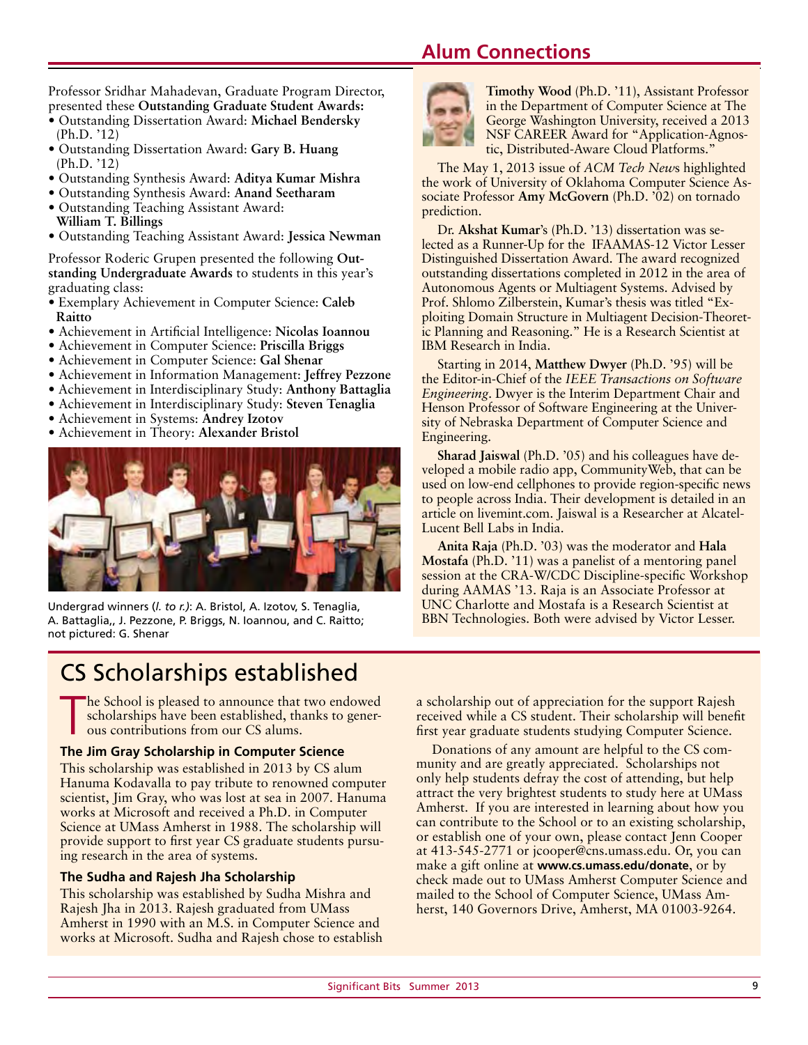Professor Sridhar Mahadevan, Graduate Program Director, presented these **Outstanding Graduate Student Awards:**

- Outstanding Dissertation Award: **Michael Bendersky** (Ph.D. '12)
- Outstanding Dissertation Award: **Gary B. Huang** (Ph.D. '12)
- Outstanding Synthesis Award: **Aditya Kumar Mishra**
- Outstanding Synthesis Award: **Anand Seetharam**
- Outstanding Teaching Assistant Award: **William T. Billings**
- Outstanding Teaching Assistant Award: **Jessica Newman**

Professor Roderic Grupen presented the following **Outstanding Undergraduate Awards** to students in this year's graduating class:

- Exemplary Achievement in Computer Science: **Caleb Raitto**
- Achievement in Artificial Intelligence: **Nicolas Ioannou**
- Achievement in Computer Science: **Priscilla Briggs**
- Achievement in Computer Science: **Gal Shenar**
- Achievement in Information Management: **Jeffrey Pezzone**
- Achievement in Interdisciplinary Study: **Anthony Battaglia**
- Achievement in Interdisciplinary Study: **Steven Tenaglia**
- Achievement in Systems: **Andrey Izotov**
- Achievement in Theory: **Alexander Bristol**

Undergrad winners (*l. to r.)*: A. Bristol, A. Izotov, S. Tenaglia, A. Battaglia,, J. Pezzone, P. Briggs, N. Ioannou, and C. Raitto; not pictured: G. Shenar

## Alum Connections

**Timothy Wood** (Ph.D. '11), Assistant Professor in the Department of Computer Science at The George Washington University, received a 2013 NSF CAREER Award for "Application-Agnostic, Distributed-Aware Cloud Platforms."

The May 1, 2013 issue of *ACM Tech New*s highlighted the work of University of Oklahoma Computer Science Associate Professor **Amy McGovern** (Ph.D. '02) on tornado prediction.

Dr. **Akshat Kumar**'s (Ph.D. '13) dissertation was selected as a Runner-Up for the IFAAMAS-12 Victor Lesser Distinguished Dissertation Award. The award recognized outstanding dissertations completed in 2012 in the area of Autonomous Agents or Multiagent Systems. Advised by Prof. Shlomo Zilberstein, Kumar's thesis was titled "Exploiting Domain Structure in Multiagent Decision-Theoretic Planning and Reasoning." He is a Research Scientist at IBM Research in India.

Starting in 2014, **Matthew Dwyer** (Ph.D. '95) will be the Editor-in-Chief of the *IEEE Transactions on Software Engineering*. Dwyer is the Interim Department Chair and Henson Professor of Software Engineering at the University of Nebraska Department of Computer Science and Engineering.

**Sharad Jaiswal** (Ph.D. '05) and his colleagues have developed a mobile radio app, CommunityWeb, that can be used on low-end cellphones to provide region-specific news to people across India. Their development is detailed in an article on livemint.com. Jaiswal is a Researcher at Alcatel-Lucent Bell Labs in India.

**Anita Raja** (Ph.D. '03) was the moderator and **Hala Mostafa** (Ph.D. '11) was a panelist of a mentoring panel session at the CRA-W/CDC Discipline-specific Workshop during AAMAS '13. Raja is an Associate Professor at UNC Charlotte and Mostafa is a Research Scientist at BBN Technologies. Both were advised by Victor Lesser.

# CS Scholarships established

The School is pleased to announce that two endowed scholarships have been established, thanks to generous contributions from our CS alums.

### The Jim Gray Scholarship in Computer Science

This scholarship was established in 2013 by CS alum Hanuma Kodavalla to pay tribute to renowned computer scientist, Jim Gray, who was lost at sea in 2007. Hanuma works at Microsoft and received a Ph.D. in Computer Science at UMass Amherst in 1988. The scholarship will provide support to first year CS graduate students pursuing research in the area of systems.

### The Sudha and Rajesh Jha Scholarship

This scholarship was established by Sudha Mishra and Rajesh Jha in 2013. Rajesh graduated from UMass Amherst in 1990 with an M.S. in Computer Science and works at Microsoft. Sudha and Rajesh chose to establish a scholarship out of appreciation for the support Rajesh received while a CS student. Their scholarship will benefit first year graduate students studying Computer Science.

Donations of any amount are helpful to the CS community and are greatly appreciated. Scholarships not only help students defray the cost of attending, but help attract the very brightest students to study here at UMass Amherst. If you are interested in learning about how you can contribute to the School or to an existing scholarship, or establish one of your own, please contact Jenn Cooper at 413-545-2771 or jcooper@cns.umass.edu. Or, you can make a gift online at **www.cs.umass.edu/donate**, or by check made out to UMass Amherst Computer Science and mailed to the School of Computer Science, UMass Amherst, 140 Governors Drive, Amherst, MA 01003-9264.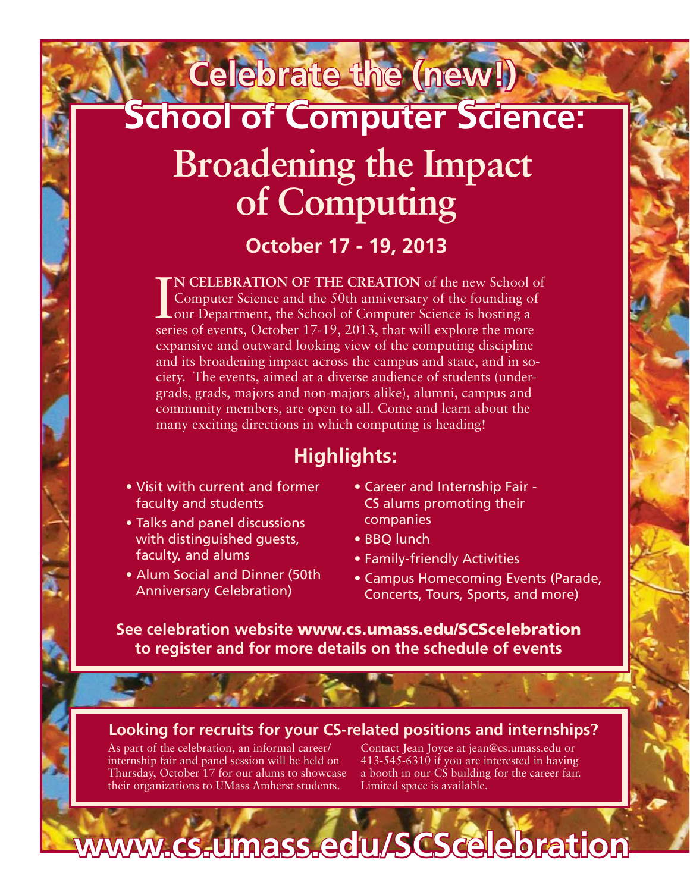# Celebrate the (new!)

# School of Computer Science:

# Broadening the Impact of Computing

## October 17 - 19, 2013

**IN CELEBRATION OF THE CREATION** of the new School of Computer Science and the 50th anniversary of the founding of our Department, the School of Computer Science is hosting a series of events, October 17-19, 2013, that will explore the more expansive and outward looking view of the computing discipline and its broadening impact across the campus and state, and in society. The events, aimed at a diverse audience of students (undergrads, grads, majors and non-majors alike), alumni, campus and community members, are open to all. Come and learn about the many exciting directions in which computing is heading!

## Highlights:

- Visit with current and former faculty and students
- Talks and panel discussions with distinguished guests, faculty, and alums
- Alum Social and Dinner (50th Anniversary Celebration)
- Career and Internship Fair - CS alums promoting their companies
- BBQ lunch
- Family-friendly Activities
- Campus Homecoming Events (Parade, Concerts, Tours, Sports, and more)

**See celebration website www.cs.umass.edu/SCScelebration to register and for more details on the schedule of events**

### Looking for recruits for your CS-related positions and internships?

As part of the celebration, an informal career/internship fair and panel session will be held on Thursday, October 17 for our alums to showcase their organizations to UMass Amherst students.

Contact Jean Joyce at jean@cs.umass.edu or 413-545-6310 if you are interested in having a booth in our CS building for the career fair. Limited space is available.

# www.cs.umass.edu/SCScelebration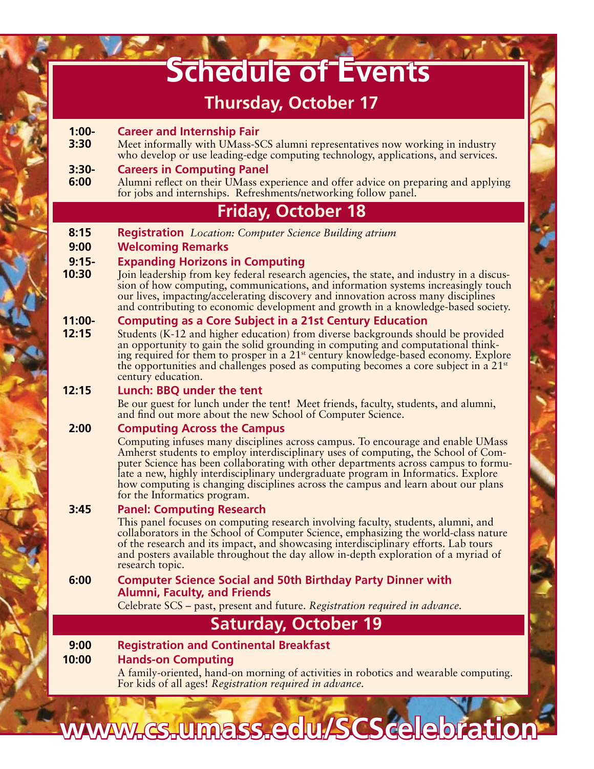# Schedule of Events

## Thursday, October 17

**1:00-3:30** **Career and Internship Fair**
Meet informally with UMass-SCS alumni representatives now working in industry who develop or use leading-edge computing technology, applications, and services.

**3:30-6:00** **Careers in Computing Panel**
Alumni reflect on their UMass experience and offer advice on preparing and applying for jobs and internships. Refreshments/networking follow panel.

## Friday, October 18

**8:15** **Registration** *Location: Computer Science Building atrium*

**9:00** **Welcoming Remarks**

**9:15-10:30** **Expanding Horizons in Computing**
Join leadership from key federal research agencies, the state, and industry in a discussion of how computing, communications, and information systems increasingly touch our lives, impacting/accelerating discovery and innovation across many disciplines and contributing to economic development and growth in a knowledge-based society.

**11:00-12:15** **Computing as a Core Subject in a 21st Century Education**
Students (K-12 and higher education) from diverse backgrounds should be provided an opportunity to gain the solid grounding in computing and computational thinking required for them to prosper in a 21st century knowledge-based economy. Explore the opportunities and challenges posed as computing becomes a core subject in a 21st century education.

**12:15** **Lunch: BBQ under the tent**
Be our guest for lunch under the tent! Meet friends, faculty, students, and alumni, and find out more about the new School of Computer Science.

**2:00** **Computing Across the Campus**
Computing infuses many disciplines across campus. To encourage and enable UMass Amherst students to employ interdisciplinary uses of computing, the School of Computer Science has been collaborating with other departments across campus to formulate a new, highly interdisciplinary undergraduate program in Informatics. Explore how computing is changing disciplines across the campus and learn about our plans for the Informatics program.

**3:45** **Panel: Computing Research**
This panel focuses on computing research involving faculty, students, alumni, and collaborators in the School of Computer Science, emphasizing the world-class nature of the research and its impact, and showcasing interdisciplinary efforts. Lab tours and posters available throughout the day allow in-depth exploration of a myriad of research topic.

**6:00** **Computer Science Social and 50th Birthday Party Dinner with Alumni, Faculty, and Friends**
Celebrate SCS – past, present and future. *Registration required in advance.*

## Saturday, October 19

**9:00** **Registration and Continental Breakfast**

**10:00** **Hands-on Computing**
A family-oriented, hand-on morning of activities in robotics and wearable computing. For kids of all ages! *Registration required in advance.*

**www.cs.umass.edu/SCScelebration**